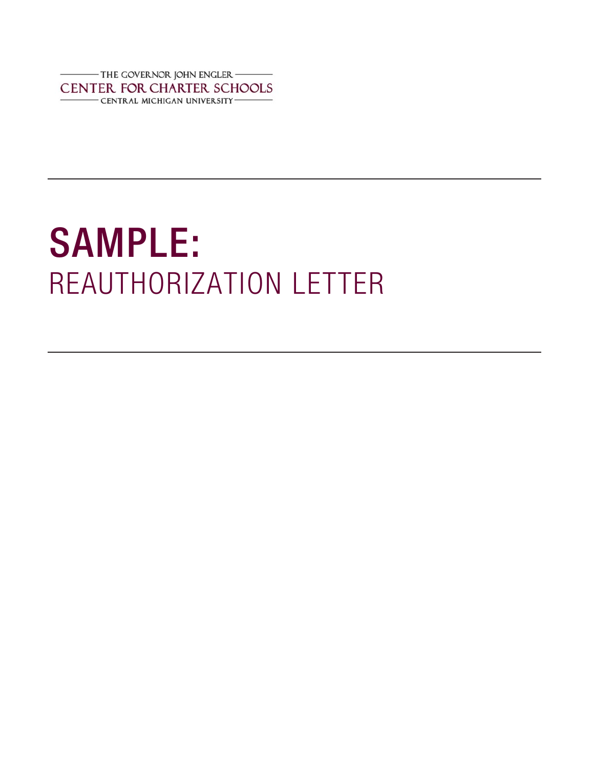THE GOVERNOR JOHN ENGLER
CENTER FOR CHARTER SCHOOLS
CENTRAL MICHIGAN UNIVERSITY

# SAMPLE:
# REAUTHORIZATION LETTER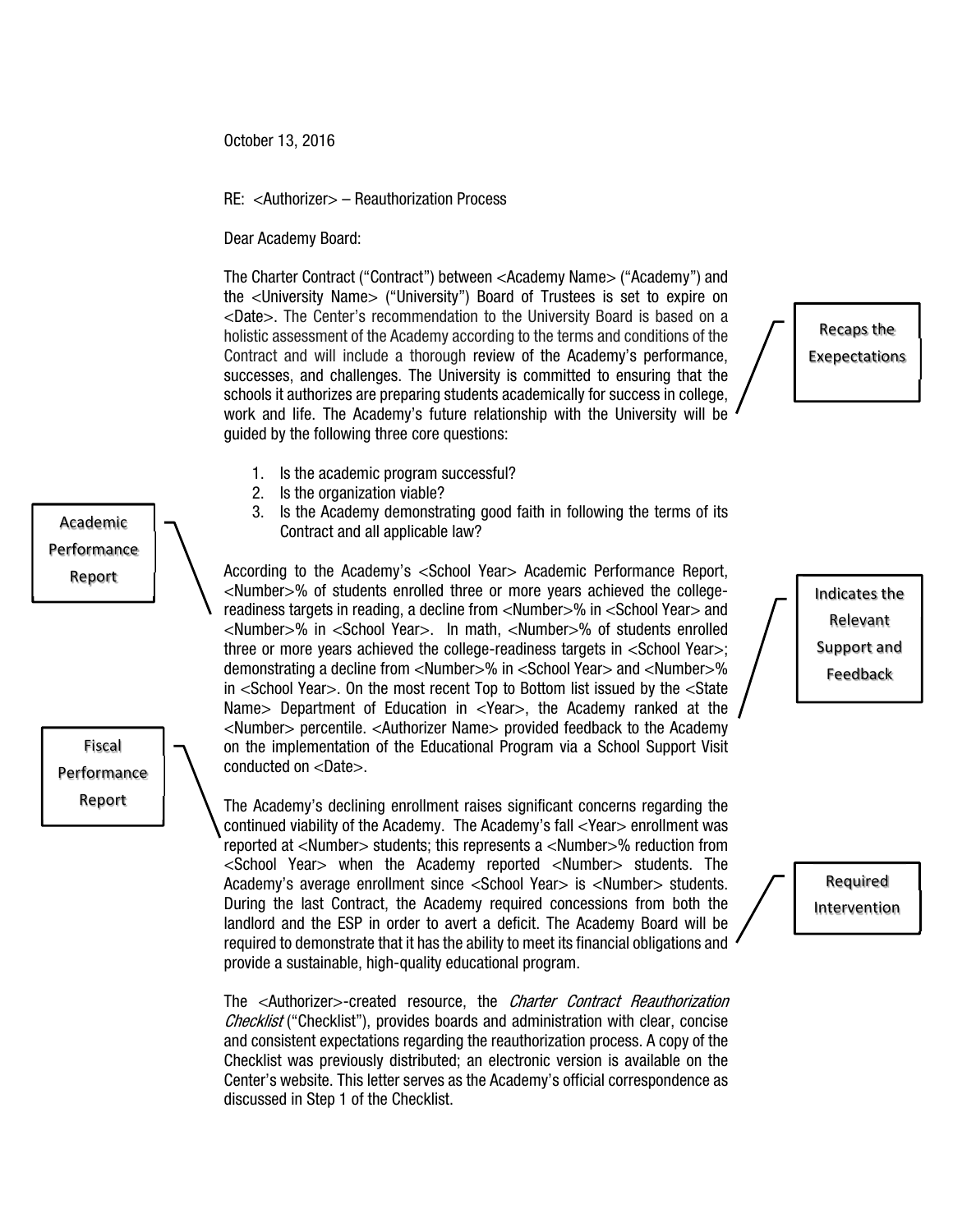October 13, 2016

RE: <Authorizer> – Reauthorization Process

Dear Academy Board:

The Charter Contract ("Contract") between <Academy Name> ("Academy") and the <University Name> ("University") Board of Trustees is set to expire on <Date>. The Center's recommendation to the University Board is based on a holistic assessment of the Academy according to the terms and conditions of the Contract and will include a thorough review of the Academy's performance, successes, and challenges. The University is committed to ensuring that the schools it authorizes are preparing students academically for success in college, work and life. The Academy's future relationship with the University will be guided by the following three core questions:

Recaps the Exepectations

1. Is the academic program successful?
2. Is the organization viable?
3. Is the Academy demonstrating good faith in following the terms of its Contract and all applicable law?

Academic Performance Report

According to the Academy's <School Year> Academic Performance Report, <Number>% of students enrolled three or more years achieved the college-readiness targets in reading, a decline from <Number>% in <School Year> and <Number>% in <School Year>. In math, <Number>% of students enrolled three or more years achieved the college-readiness targets in <School Year>; demonstrating a decline from <Number>% in <School Year> and <Number>% in <School Year>. On the most recent Top to Bottom list issued by the <State Name> Department of Education in <Year>, the Academy ranked at the <Number> percentile. <Authorizer Name> provided feedback to the Academy on the implementation of the Educational Program via a School Support Visit conducted on <Date>.

Indicates the Relevant Support and Feedback

Fiscal Performance Report

The Academy's declining enrollment raises significant concerns regarding the continued viability of the Academy. The Academy's fall <Year> enrollment was reported at <Number> students; this represents a <Number>% reduction from <School Year> when the Academy reported <Number> students. The Academy's average enrollment since <School Year> is <Number> students. During the last Contract, the Academy required concessions from both the landlord and the ESP in order to avert a deficit. The Academy Board will be required to demonstrate that it has the ability to meet its financial obligations and provide a sustainable, high-quality educational program.

Required Intervention

The <Authorizer>-created resource, the *Charter Contract Reauthorization Checklist* ("Checklist"), provides boards and administration with clear, concise and consistent expectations regarding the reauthorization process. A copy of the Checklist was previously distributed; an electronic version is available on the Center's website. This letter serves as the Academy's official correspondence as discussed in Step 1 of the Checklist.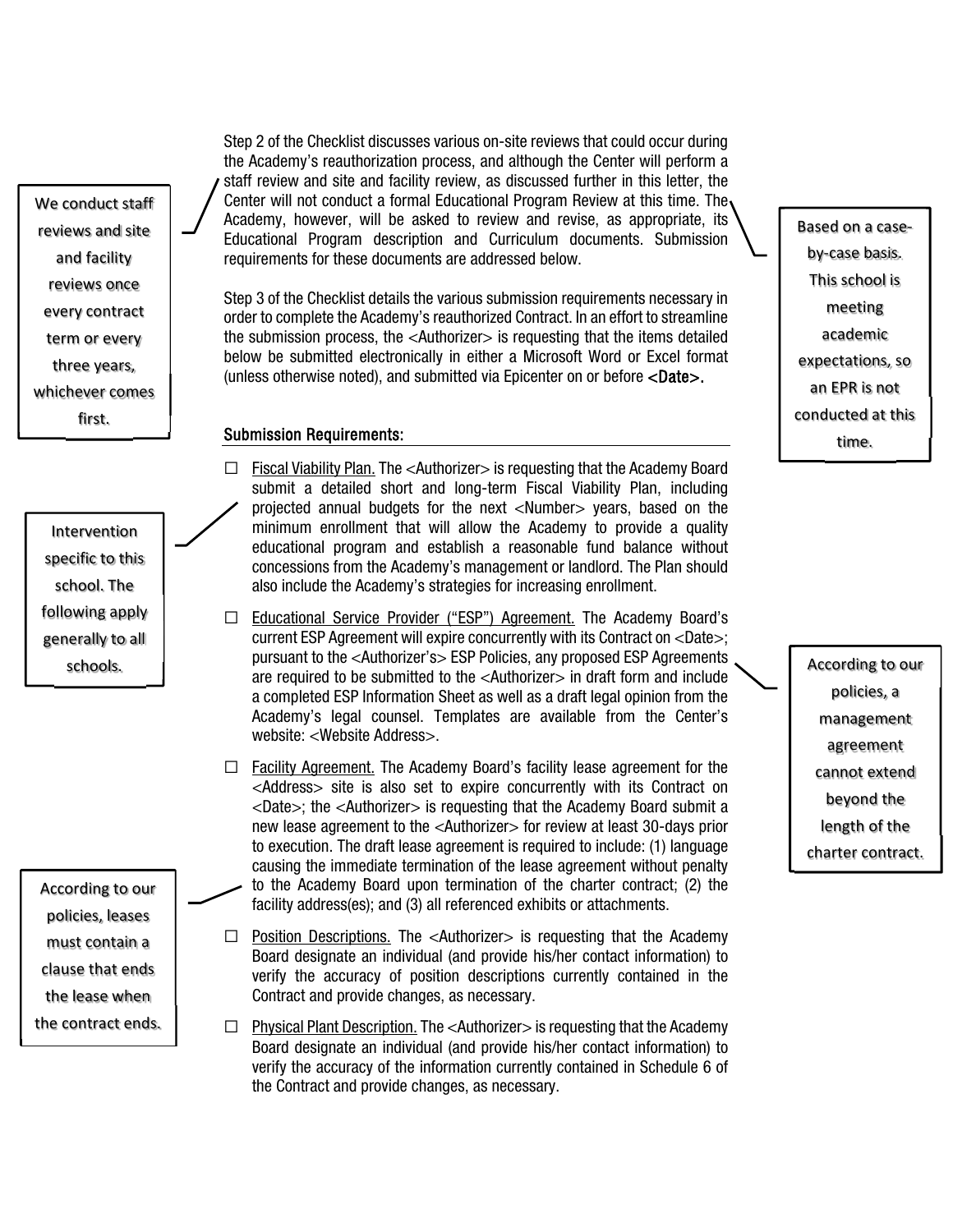Step 2 of the Checklist discusses various on-site reviews that could occur during the Academy's reauthorization process, and although the Center will perform a staff review and site and facility review, as discussed further in this letter, the Center will not conduct a formal Educational Program Review at this time. The Academy, however, will be asked to review and revise, as appropriate, its Educational Program description and Curriculum documents. Submission requirements for these documents are addressed below.

> We conduct staff reviews and site and facility reviews once every contract term or every three years, whichever comes first.

> Based on a case-by-case basis. This school is meeting academic expectations, so an EPR is not conducted at this time.

Step 3 of the Checklist details the various submission requirements necessary in order to complete the Academy's reauthorized Contract. In an effort to streamline the submission process, the <Authorizer> is requesting that the items detailed below be submitted electronically in either a Microsoft Word or Excel format (unless otherwise noted), and submitted via Epicenter on or before **<Date>.**

### Submission Requirements:

- ☐ Fiscal Viability Plan. The <Authorizer> is requesting that the Academy Board submit a detailed short and long-term Fiscal Viability Plan, including projected annual budgets for the next <Number> years, based on the minimum enrollment that will allow the Academy to provide a quality educational program and establish a reasonable fund balance without concessions from the Academy's management or landlord. The Plan should also include the Academy's strategies for increasing enrollment.

> Intervention specific to this school. The following apply generally to all schools.

- ☐ Educational Service Provider ("ESP") Agreement. The Academy Board's current ESP Agreement will expire concurrently with its Contract on <Date>; pursuant to the <Authorizer's> ESP Policies, any proposed ESP Agreements are required to be submitted to the <Authorizer> in draft form and include a completed ESP Information Sheet as well as a draft legal opinion from the Academy's legal counsel. Templates are available from the Center's website: <Website Address>.

> According to our policies, a management agreement cannot extend beyond the length of the charter contract.

- ☐ Facility Agreement. The Academy Board's facility lease agreement for the <Address> site is also set to expire concurrently with its Contract on <Date>; the <Authorizer> is requesting that the Academy Board submit a new lease agreement to the <Authorizer> for review at least 30-days prior to execution. The draft lease agreement is required to include: (1) language causing the immediate termination of the lease agreement without penalty to the Academy Board upon termination of the charter contract; (2) the facility address(es); and (3) all referenced exhibits or attachments.

> According to our policies, leases must contain a clause that ends the lease when the contract ends.

- ☐ Position Descriptions. The <Authorizer> is requesting that the Academy Board designate an individual (and provide his/her contact information) to verify the accuracy of position descriptions currently contained in the Contract and provide changes, as necessary.

- ☐ Physical Plant Description. The <Authorizer> is requesting that the Academy Board designate an individual (and provide his/her contact information) to verify the accuracy of the information currently contained in Schedule 6 of the Contract and provide changes, as necessary.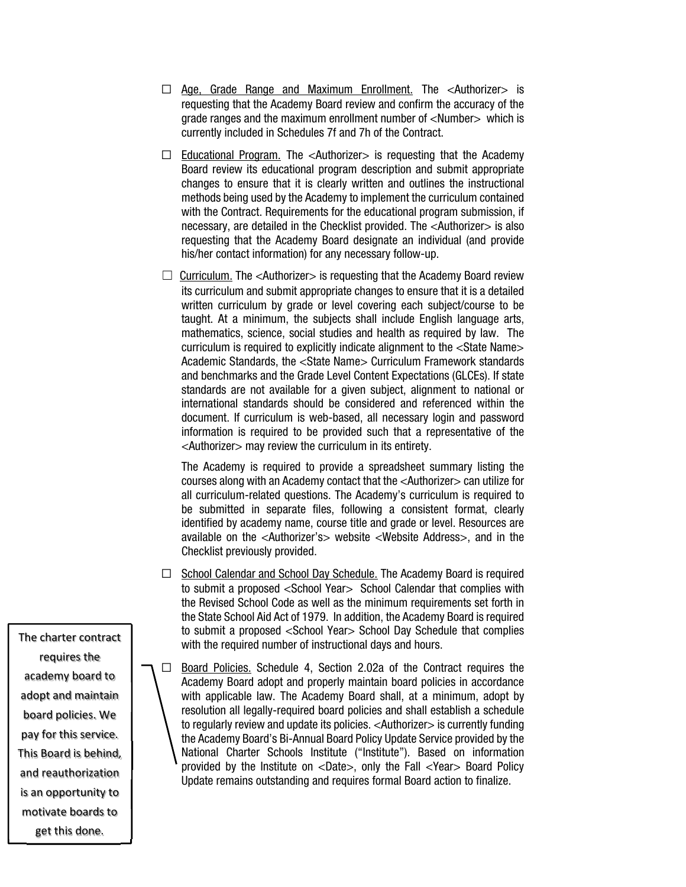- ☐ <u>Age, Grade Range and Maximum Enrollment.</u> The <Authorizer> is requesting that the Academy Board review and confirm the accuracy of the grade ranges and the maximum enrollment number of <Number> which is currently included in Schedules 7f and 7h of the Contract.

- ☐ <u>Educational Program.</u> The <Authorizer> is requesting that the Academy Board review its educational program description and submit appropriate changes to ensure that it is clearly written and outlines the instructional methods being used by the Academy to implement the curriculum contained with the Contract. Requirements for the educational program submission, if necessary, are detailed in the Checklist provided. The <Authorizer> is also requesting that the Academy Board designate an individual (and provide his/her contact information) for any necessary follow-up.

- ☐ <u>Curriculum.</u> The <Authorizer> is requesting that the Academy Board review its curriculum and submit appropriate changes to ensure that it is a detailed written curriculum by grade or level covering each subject/course to be taught. At a minimum, the subjects shall include English language arts, mathematics, science, social studies and health as required by law. The curriculum is required to explicitly indicate alignment to the <State Name> Academic Standards, the <State Name> Curriculum Framework standards and benchmarks and the Grade Level Content Expectations (GLCEs). If state standards are not available for a given subject, alignment to national or international standards should be considered and referenced within the document. If curriculum is web-based, all necessary login and password information is required to be provided such that a representative of the <Authorizer> may review the curriculum in its entirety.

  The Academy is required to provide a spreadsheet summary listing the courses along with an Academy contact that the <Authorizer> can utilize for all curriculum-related questions. The Academy's curriculum is required to be submitted in separate files, following a consistent format, clearly identified by academy name, course title and grade or level. Resources are available on the <Authorizer's> website <Website Address>, and in the Checklist previously provided.

- ☐ <u>School Calendar and School Day Schedule.</u> The Academy Board is required to submit a proposed <School Year> School Calendar that complies with the Revised School Code as well as the minimum requirements set forth in the State School Aid Act of 1979. In addition, the Academy Board is required to submit a proposed <School Year> School Day Schedule that complies with the required number of instructional days and hours.

- ☐ <u>Board Policies.</u> Schedule 4, Section 2.02a of the Contract requires the Academy Board adopt and properly maintain board policies in accordance with applicable law. The Academy Board shall, at a minimum, adopt by resolution all legally-required board policies and shall establish a schedule to regularly review and update its policies. <Authorizer> is currently funding the Academy Board's Bi-Annual Board Policy Update Service provided by the National Charter Schools Institute ("Institute"). Based on information provided by the Institute on <Date>, only the Fall <Year> Board Policy Update remains outstanding and requires formal Board action to finalize.

> The charter contract requires the academy board to adopt and maintain board policies. We pay for this service. This Board is behind, and reauthorization is an opportunity to motivate boards to get this done.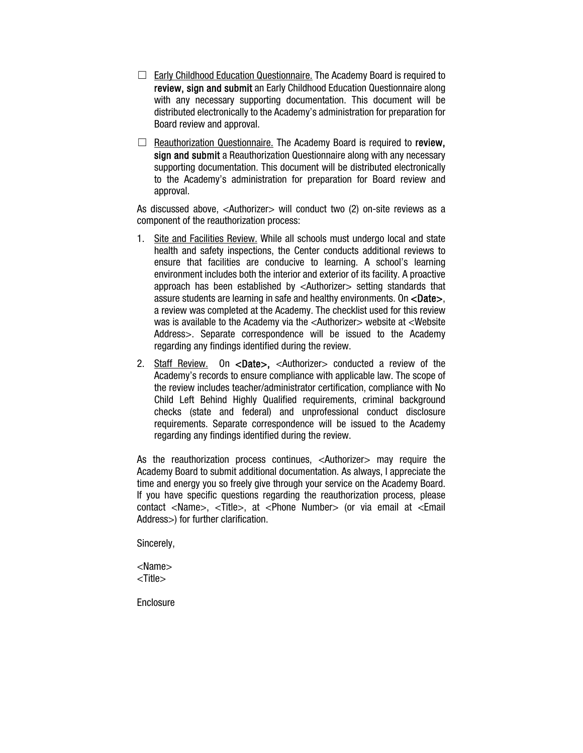☐ Early Childhood Education Questionnaire. The Academy Board is required to **review, sign and submit** an Early Childhood Education Questionnaire along with any necessary supporting documentation. This document will be distributed electronically to the Academy's administration for preparation for Board review and approval.

☐ Reauthorization Questionnaire. The Academy Board is required to **review, sign and submit** a Reauthorization Questionnaire along with any necessary supporting documentation. This document will be distributed electronically to the Academy's administration for preparation for Board review and approval.

As discussed above, <Authorizer> will conduct two (2) on-site reviews as a component of the reauthorization process:

1. Site and Facilities Review. While all schools must undergo local and state health and safety inspections, the Center conducts additional reviews to ensure that facilities are conducive to learning. A school's learning environment includes both the interior and exterior of its facility. A proactive approach has been established by <Authorizer> setting standards that assure students are learning in safe and healthy environments. On **<Date>**, a review was completed at the Academy. The checklist used for this review was is available to the Academy via the <Authorizer> website at <Website Address>. Separate correspondence will be issued to the Academy regarding any findings identified during the review.
2. Staff Review. On **<Date>,** <Authorizer> conducted a review of the Academy's records to ensure compliance with applicable law. The scope of the review includes teacher/administrator certification, compliance with No Child Left Behind Highly Qualified requirements, criminal background checks (state and federal) and unprofessional conduct disclosure requirements. Separate correspondence will be issued to the Academy regarding any findings identified during the review.

As the reauthorization process continues, <Authorizer> may require the Academy Board to submit additional documentation. As always, I appreciate the time and energy you so freely give through your service on the Academy Board. If you have specific questions regarding the reauthorization process, please contact <Name>, <Title>, at <Phone Number> (or via email at <Email Address>) for further clarification.

Sincerely,

<Name>
<Title>

Enclosure